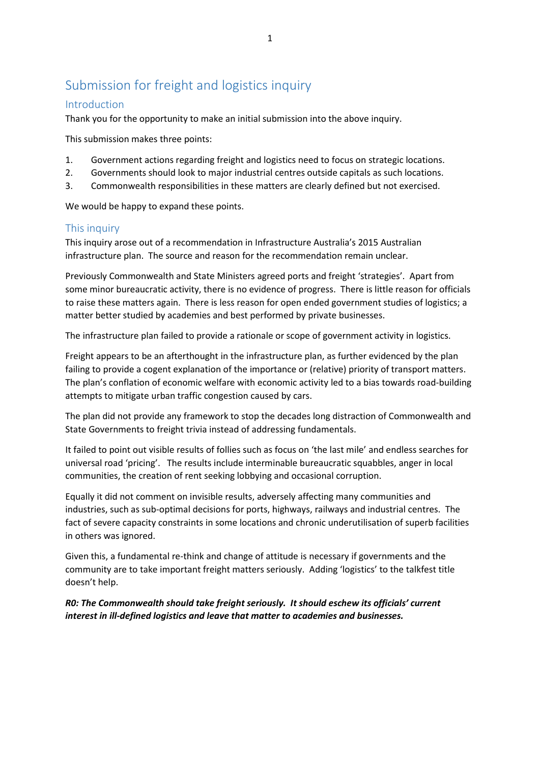# Submission for freight and logistics inquiry

## Introduction

Thank you for the opportunity to make an initial submission into the above inquiry.

This submission makes three points:

1. Government actions regarding freight and logistics need to focus on strategic locations.
2. Governments should look to major industrial centres outside capitals as such locations.
3. Commonwealth responsibilities in these matters are clearly defined but not exercised.

We would be happy to expand these points.

## This inquiry

This inquiry arose out of a recommendation in Infrastructure Australia's 2015 Australian infrastructure plan. The source and reason for the recommendation remain unclear.

Previously Commonwealth and State Ministers agreed ports and freight 'strategies'. Apart from some minor bureaucratic activity, there is no evidence of progress. There is little reason for officials to raise these matters again. There is less reason for open ended government studies of logistics; a matter better studied by academies and best performed by private businesses.

The infrastructure plan failed to provide a rationale or scope of government activity in logistics.

Freight appears to be an afterthought in the infrastructure plan, as further evidenced by the plan failing to provide a cogent explanation of the importance or (relative) priority of transport matters. The plan's conflation of economic welfare with economic activity led to a bias towards road-building attempts to mitigate urban traffic congestion caused by cars.

The plan did not provide any framework to stop the decades long distraction of Commonwealth and State Governments to freight trivia instead of addressing fundamentals.

It failed to point out visible results of follies such as focus on 'the last mile' and endless searches for universal road 'pricing'. The results include interminable bureaucratic squabbles, anger in local communities, the creation of rent seeking lobbying and occasional corruption.

Equally it did not comment on invisible results, adversely affecting many communities and industries, such as sub-optimal decisions for ports, highways, railways and industrial centres. The fact of severe capacity constraints in some locations and chronic underutilisation of superb facilities in others was ignored.

Given this, a fundamental re-think and change of attitude is necessary if governments and the community are to take important freight matters seriously. Adding 'logistics' to the talkfest title doesn't help.

***R0: The Commonwealth should take freight seriously. It should eschew its officials' current interest in ill-defined logistics and leave that matter to academies and businesses.***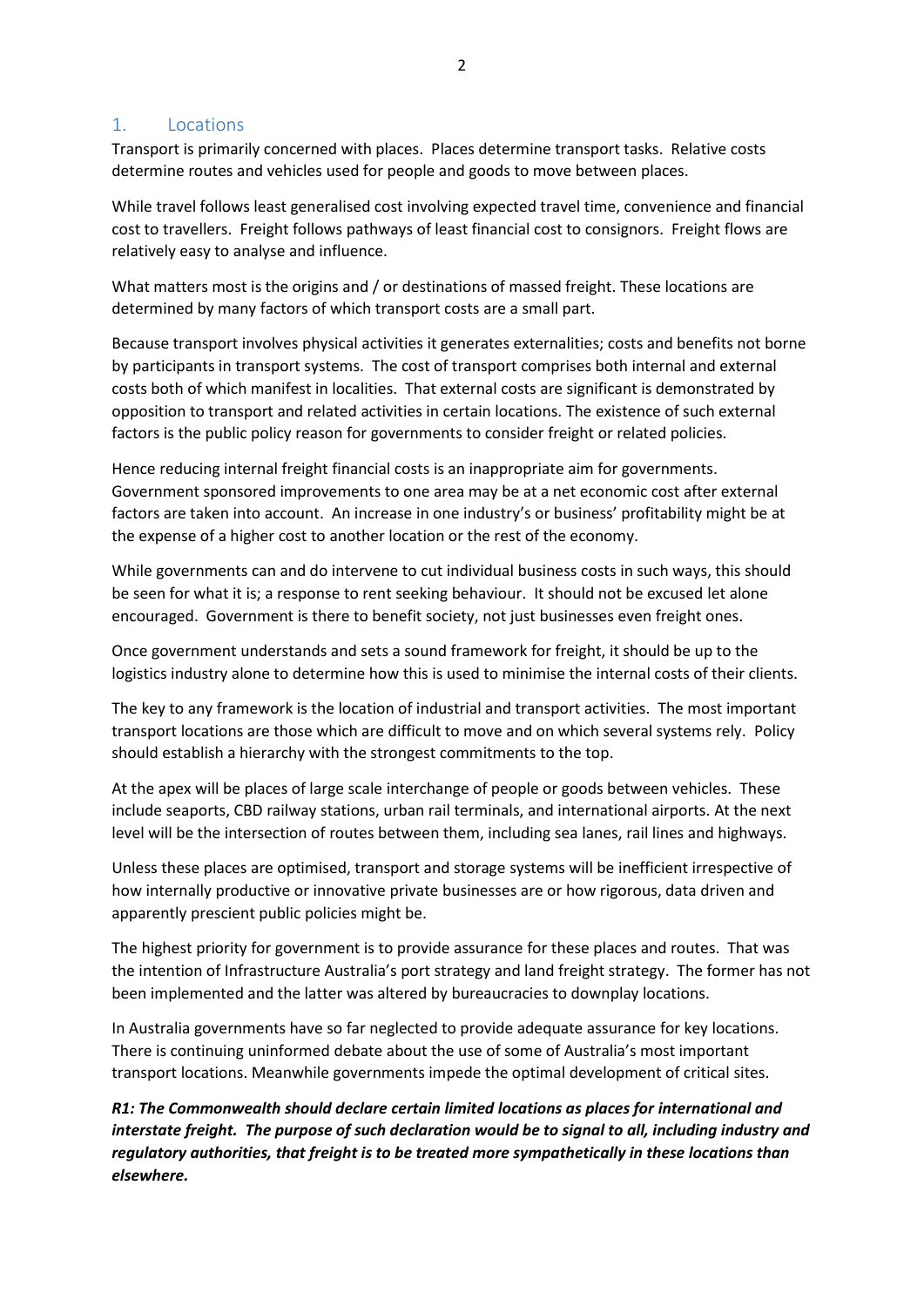## 1. Locations

Transport is primarily concerned with places. Places determine transport tasks. Relative costs determine routes and vehicles used for people and goods to move between places.

While travel follows least generalised cost involving expected travel time, convenience and financial cost to travellers. Freight follows pathways of least financial cost to consignors. Freight flows are relatively easy to analyse and influence.

What matters most is the origins and / or destinations of massed freight. These locations are determined by many factors of which transport costs are a small part.

Because transport involves physical activities it generates externalities; costs and benefits not borne by participants in transport systems. The cost of transport comprises both internal and external costs both of which manifest in localities. That external costs are significant is demonstrated by opposition to transport and related activities in certain locations. The existence of such external factors is the public policy reason for governments to consider freight or related policies.

Hence reducing internal freight financial costs is an inappropriate aim for governments. Government sponsored improvements to one area may be at a net economic cost after external factors are taken into account. An increase in one industry's or business' profitability might be at the expense of a higher cost to another location or the rest of the economy.

While governments can and do intervene to cut individual business costs in such ways, this should be seen for what it is; a response to rent seeking behaviour. It should not be excused let alone encouraged. Government is there to benefit society, not just businesses even freight ones.

Once government understands and sets a sound framework for freight, it should be up to the logistics industry alone to determine how this is used to minimise the internal costs of their clients.

The key to any framework is the location of industrial and transport activities. The most important transport locations are those which are difficult to move and on which several systems rely. Policy should establish a hierarchy with the strongest commitments to the top.

At the apex will be places of large scale interchange of people or goods between vehicles. These include seaports, CBD railway stations, urban rail terminals, and international airports. At the next level will be the intersection of routes between them, including sea lanes, rail lines and highways.

Unless these places are optimised, transport and storage systems will be inefficient irrespective of how internally productive or innovative private businesses are or how rigorous, data driven and apparently prescient public policies might be.

The highest priority for government is to provide assurance for these places and routes. That was the intention of Infrastructure Australia's port strategy and land freight strategy. The former has not been implemented and the latter was altered by bureaucracies to downplay locations.

In Australia governments have so far neglected to provide adequate assurance for key locations. There is continuing uninformed debate about the use of some of Australia's most important transport locations. Meanwhile governments impede the optimal development of critical sites.

***R1: The Commonwealth should declare certain limited locations as places for international and interstate freight. The purpose of such declaration would be to signal to all, including industry and regulatory authorities, that freight is to be treated more sympathetically in these locations than elsewhere.***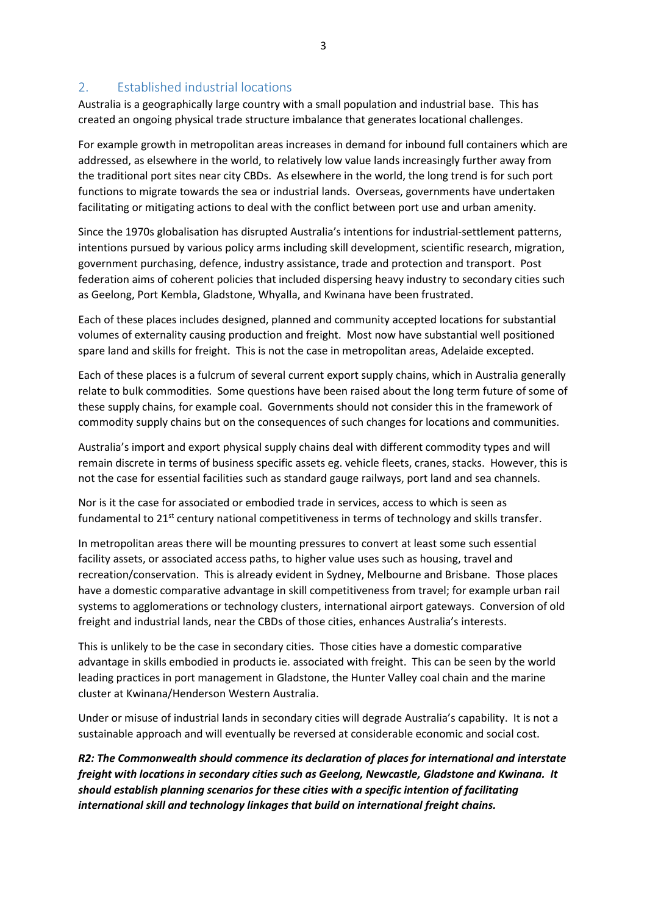## 2. Established industrial locations

Australia is a geographically large country with a small population and industrial base. This has created an ongoing physical trade structure imbalance that generates locational challenges.

For example growth in metropolitan areas increases in demand for inbound full containers which are addressed, as elsewhere in the world, to relatively low value lands increasingly further away from the traditional port sites near city CBDs. As elsewhere in the world, the long trend is for such port functions to migrate towards the sea or industrial lands. Overseas, governments have undertaken facilitating or mitigating actions to deal with the conflict between port use and urban amenity.

Since the 1970s globalisation has disrupted Australia's intentions for industrial-settlement patterns, intentions pursued by various policy arms including skill development, scientific research, migration, government purchasing, defence, industry assistance, trade and protection and transport. Post federation aims of coherent policies that included dispersing heavy industry to secondary cities such as Geelong, Port Kembla, Gladstone, Whyalla, and Kwinana have been frustrated.

Each of these places includes designed, planned and community accepted locations for substantial volumes of externality causing production and freight. Most now have substantial well positioned spare land and skills for freight. This is not the case in metropolitan areas, Adelaide excepted.

Each of these places is a fulcrum of several current export supply chains, which in Australia generally relate to bulk commodities. Some questions have been raised about the long term future of some of these supply chains, for example coal. Governments should not consider this in the framework of commodity supply chains but on the consequences of such changes for locations and communities.

Australia's import and export physical supply chains deal with different commodity types and will remain discrete in terms of business specific assets eg. vehicle fleets, cranes, stacks. However, this is not the case for essential facilities such as standard gauge railways, port land and sea channels.

Nor is it the case for associated or embodied trade in services, access to which is seen as fundamental to 21st century national competitiveness in terms of technology and skills transfer.

In metropolitan areas there will be mounting pressures to convert at least some such essential facility assets, or associated access paths, to higher value uses such as housing, travel and recreation/conservation. This is already evident in Sydney, Melbourne and Brisbane. Those places have a domestic comparative advantage in skill competitiveness from travel; for example urban rail systems to agglomerations or technology clusters, international airport gateways. Conversion of old freight and industrial lands, near the CBDs of those cities, enhances Australia's interests.

This is unlikely to be the case in secondary cities. Those cities have a domestic comparative advantage in skills embodied in products ie. associated with freight. This can be seen by the world leading practices in port management in Gladstone, the Hunter Valley coal chain and the marine cluster at Kwinana/Henderson Western Australia.

Under or misuse of industrial lands in secondary cities will degrade Australia's capability. It is not a sustainable approach and will eventually be reversed at considerable economic and social cost.

***R2: The Commonwealth should commence its declaration of places for international and interstate freight with locations in secondary cities such as Geelong, Newcastle, Gladstone and Kwinana. It should establish planning scenarios for these cities with a specific intention of facilitating international skill and technology linkages that build on international freight chains.***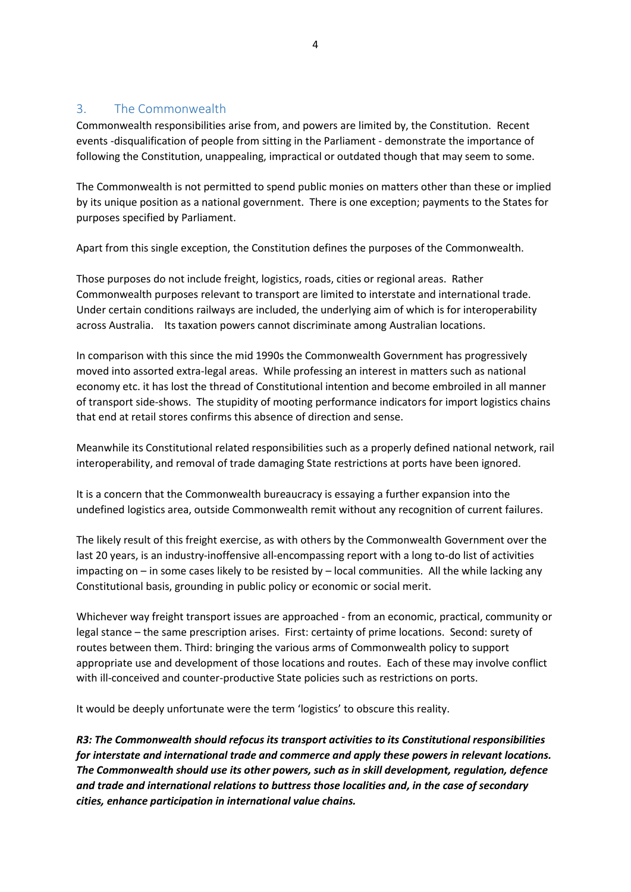## 3. The Commonwealth

Commonwealth responsibilities arise from, and powers are limited by, the Constitution. Recent events -disqualification of people from sitting in the Parliament - demonstrate the importance of following the Constitution, unappealing, impractical or outdated though that may seem to some.

The Commonwealth is not permitted to spend public monies on matters other than these or implied by its unique position as a national government. There is one exception; payments to the States for purposes specified by Parliament.

Apart from this single exception, the Constitution defines the purposes of the Commonwealth.

Those purposes do not include freight, logistics, roads, cities or regional areas. Rather Commonwealth purposes relevant to transport are limited to interstate and international trade. Under certain conditions railways are included, the underlying aim of which is for interoperability across Australia. Its taxation powers cannot discriminate among Australian locations.

In comparison with this since the mid 1990s the Commonwealth Government has progressively moved into assorted extra-legal areas. While professing an interest in matters such as national economy etc. it has lost the thread of Constitutional intention and become embroiled in all manner of transport side-shows. The stupidity of mooting performance indicators for import logistics chains that end at retail stores confirms this absence of direction and sense.

Meanwhile its Constitutional related responsibilities such as a properly defined national network, rail interoperability, and removal of trade damaging State restrictions at ports have been ignored.

It is a concern that the Commonwealth bureaucracy is essaying a further expansion into the undefined logistics area, outside Commonwealth remit without any recognition of current failures.

The likely result of this freight exercise, as with others by the Commonwealth Government over the last 20 years, is an industry-inoffensive all-encompassing report with a long to-do list of activities impacting on – in some cases likely to be resisted by – local communities. All the while lacking any Constitutional basis, grounding in public policy or economic or social merit.

Whichever way freight transport issues are approached - from an economic, practical, community or legal stance – the same prescription arises. First: certainty of prime locations. Second: surety of routes between them. Third: bringing the various arms of Commonwealth policy to support appropriate use and development of those locations and routes. Each of these may involve conflict with ill-conceived and counter-productive State policies such as restrictions on ports.

It would be deeply unfortunate were the term 'logistics' to obscure this reality.

***R3: The Commonwealth should refocus its transport activities to its Constitutional responsibilities for interstate and international trade and commerce and apply these powers in relevant locations. The Commonwealth should use its other powers, such as in skill development, regulation, defence and trade and international relations to buttress those localities and, in the case of secondary cities, enhance participation in international value chains.***